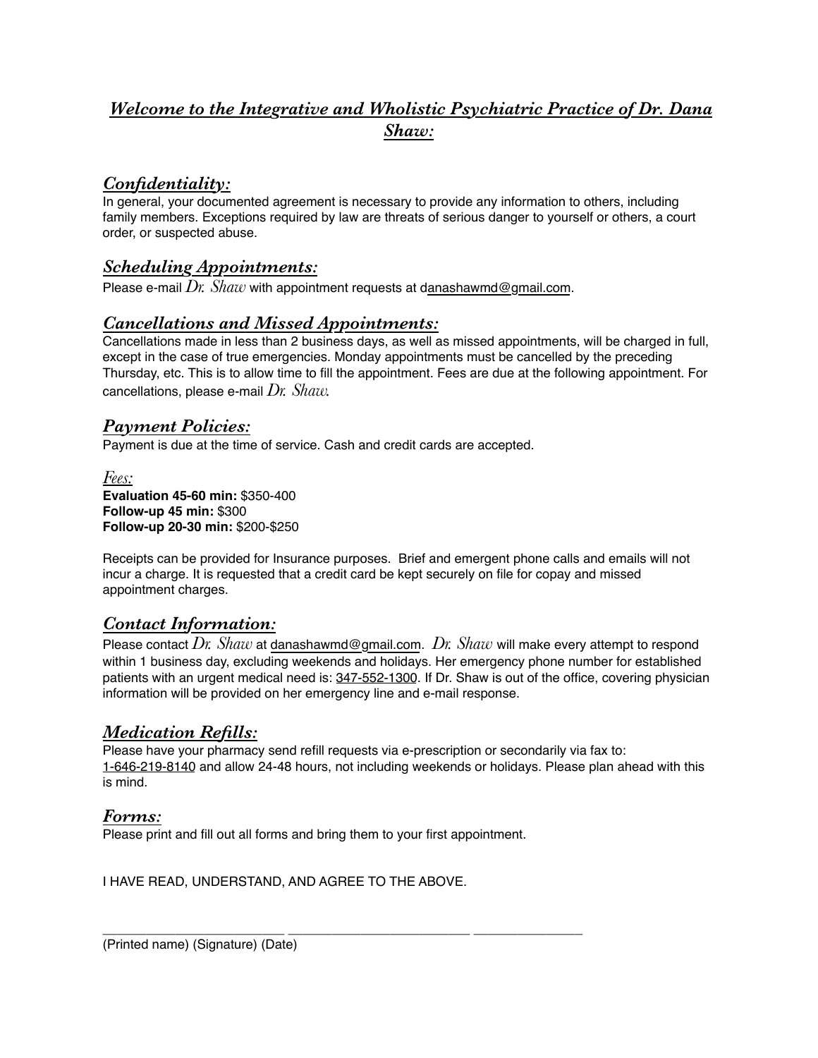# *Welcome to the Integrative and Wholistic Psychiatric Practice of Dr. Dana Shaw:*

## *Confidentiality:*

In general, your documented agreement is necessary to provide any information to others, including family members. Exceptions required by law are threats of serious danger to yourself or others, a court order, or suspected abuse.

## *Scheduling Appointments:*

Please e-mail *Dr. Shaw* with appointment requests at danashawmd@gmail.com.

## *Cancellations and Missed Appointments:*

Cancellations made in less than 2 business days, as well as missed appointments, will be charged in full, except in the case of true emergencies. Monday appointments must be cancelled by the preceding Thursday, etc. This is to allow time to fill the appointment. Fees are due at the following appointment. For cancellations, please e-mail *Dr. Shaw*.

## *Payment Policies:*

Payment is due at the time of service. Cash and credit cards are accepted.

*Fees:*

**Evaluation 45-60 min:** $350-400
**Follow-up 45 min:** $300
**Follow-up 20-30 min:** $200-$250

Receipts can be provided for Insurance purposes. Brief and emergent phone calls and emails will not incur a charge. It is requested that a credit card be kept securely on file for copay and missed appointment charges.

## *Contact Information:*

Please contact *Dr. Shaw* at danashawmd@gmail.com. *Dr. Shaw* will make every attempt to respond within 1 business day, excluding weekends and holidays. Her emergency phone number for established patients with an urgent medical need is: 347-552-1300. If Dr. Shaw is out of the office, covering physician information will be provided on her emergency line and e-mail response.

## *Medication Refills:*

Please have your pharmacy send refill requests via e-prescription or secondarily via fax to: 1-646-219-8140 and allow 24-48 hours, not including weekends or holidays. Please plan ahead with this is mind.

## *Forms:*

Please print and fill out all forms and bring them to your first appointment.

I HAVE READ, UNDERSTAND, AND AGREE TO THE ABOVE.

_________________________ _________________________ _______________

(Printed name) (Signature) (Date)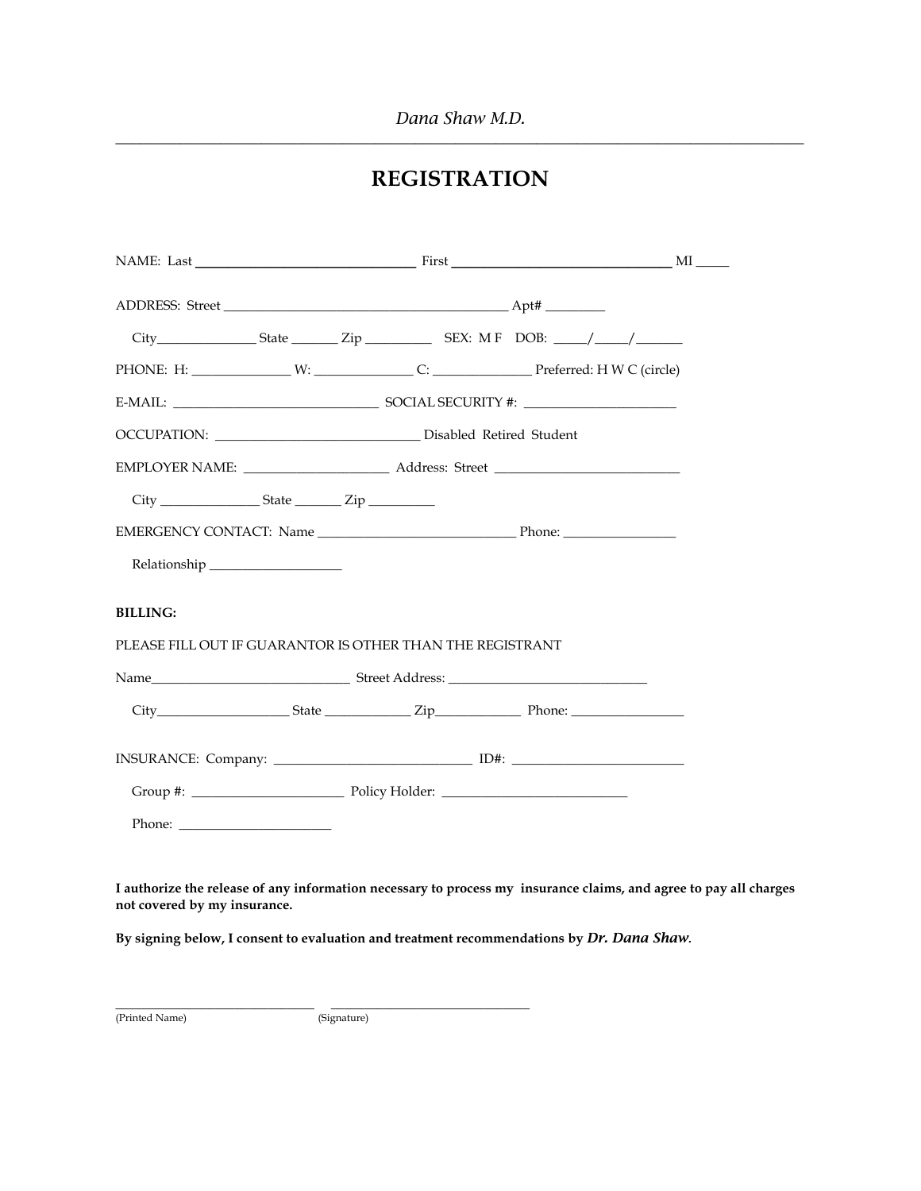*Dana Shaw M.D.*

# REGISTRATION

NAME: Last ________________________________ First ________________________________ MI _____

ADDRESS: Street __________________________________________ Apt# _________

City_______________ State _______ Zip __________ SEX: M F DOB: _____/_____/_______

PHONE: H: _______________ W: _______________ C: _______________ Preferred: H W C (circle)

E-MAIL: ______________________________ SOCIAL SECURITY #: ______________________

OCCUPATION: ______________________________ Disabled Retired Student

EMPLOYER NAME: ______________________ Address: Street ___________________________

City _______________ State _______ Zip __________

EMERGENCY CONTACT: Name ______________________________ Phone: _________________

Relationship ____________________

**BILLING:**

PLEASE FILL OUT IF GUARANTOR IS OTHER THAN THE REGISTRANT

Name______________________________ Street Address: ______________________________

City____________________ State _____________ Zip_____________ Phone: _________________

INSURANCE: Company: ______________________________ ID#: _________________________

Group #: _______________________ Policy Holder: ___________________________

Phone: _______________________

**I authorize the release of any information necessary to process my insurance claims, and agree to pay all charges not covered by my insurance.**

**By signing below, I consent to evaluation and treatment recommendations by *Dr. Dana Shaw*.**

______________________________ ______________________________
(Printed Name) (Signature)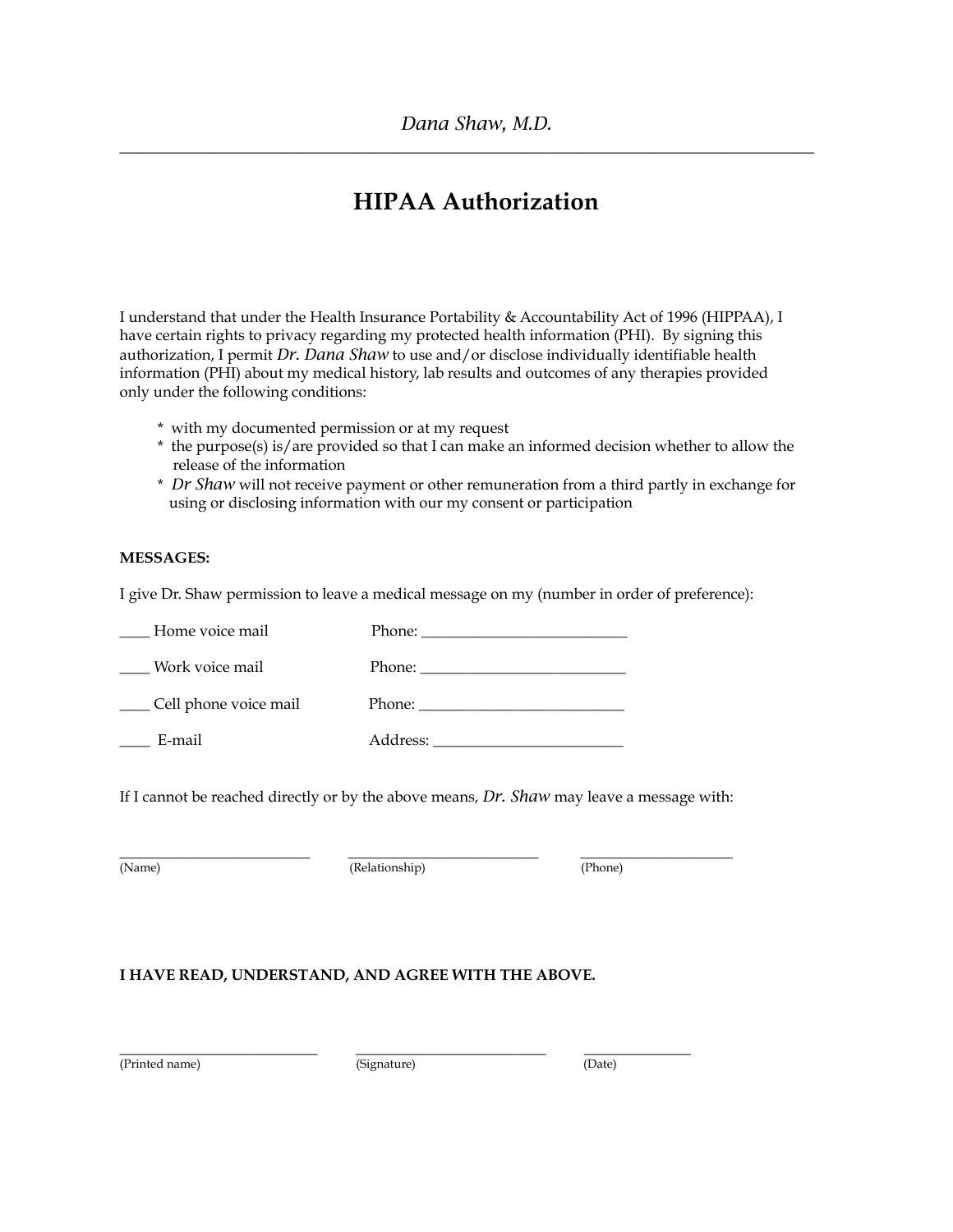*Dana Shaw, M.D.*

# HIPAA Authorization

I understand that under the Health Insurance Portability & Accountability Act of 1996 (HIPPAA), I have certain rights to privacy regarding my protected health information (PHI). By signing this authorization, I permit *Dr. Dana Shaw* to use and/or disclose individually identifiable health information (PHI) about my medical history, lab results and outcomes of any therapies provided only under the following conditions:

- with my documented permission or at my request
- the purpose(s) is/are provided so that I can make an informed decision whether to allow the release of the information
- *Dr Shaw* will not receive payment or other remuneration from a third partly in exchange for using or disclosing information with our my consent or participation

**MESSAGES:**

I give Dr. Shaw permission to leave a medical message on my (number in order of preference):

____ Home voice mail Phone: ___________________________

____ Work voice mail Phone: ___________________________

____ Cell phone voice mail Phone: ___________________________

____ E-mail Address: _________________________

If I cannot be reached directly or by the above means, *Dr. Shaw* may leave a message with:

___________________________ ___________________________ ______________________
(Name) (Relationship) (Phone)

**I HAVE READ, UNDERSTAND, AND AGREE WITH THE ABOVE.**

____________________________ ___________________________ _______________
(Printed name) (Signature) (Date)